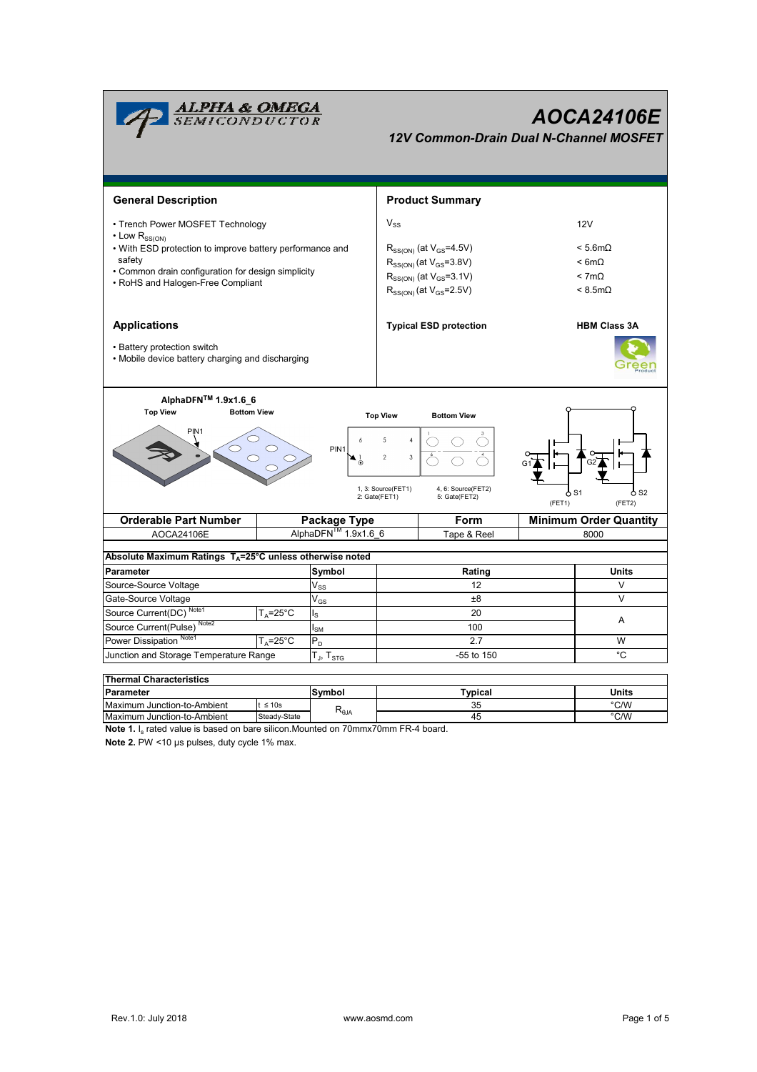# AOCA24106E

## 12V Common-Drain Dual N-Channel MOSFET

## General Description

- Trench Power MOSFET Technology
- Low $R_{SS(ON)}$
- With ESD protection to improve battery performance and safety
- Common drain configuration for design simplicity
- RoHS and Halogen-Free Compliant

## Product Summary

| | |
|---|---|
| $V_{SS}$ | 12V |
| $R_{SS(ON)}$ (at $V_{GS}$=4.5V) | < 5.6mΩ |
| $R_{SS(ON)}$ (at $V_{GS}$=3.8V) | < 6mΩ |
| $R_{SS(ON)}$ (at $V_{GS}$=3.1V) | < 7mΩ |
| $R_{SS(ON)}$ (at $V_{GS}$=2.5V) | < 8.5mΩ |

**Typical ESD protection** — **HBM Class 3A**

## Applications

- Battery protection switch
- Mobile device battery charging and discharging

AlphaDFN™ 1.9x1.6_6

Top View / Bottom View

PIN1

1, 3: Source(FET1)
2: Gate(FET1)

4, 6: Source(FET2)
5: Gate(FET2)

G1, G2, S1, S2 (FET1) (FET2)

| Orderable Part Number | Package Type | Form | Minimum Order Quantity |
|---|---|---|---|
| AOCA24106E | AlphaDFN™ 1.9x1.6_6 | Tape & Reel | 8000 |

**Absolute Maximum Ratings $T_A$=25°C unless otherwise noted**

| Parameter | | Symbol | Rating | Units |
|---|---|---|---|---|
| Source-Source Voltage | | $V_{SS}$ | 12 | V |
| Gate-Source Voltage | | $V_{GS}$ | ±8 | V |
| Source Current(DC) Note1 | $T_A$=25°C | $I_S$ | 20 | A |
| Source Current(Pulse) Note2 | | $I_{SM}$ | 100 | A |
| Power Dissipation Note1 | $T_A$=25°C | $P_D$ | 2.7 | W |
| Junction and Storage Temperature Range | | $T_J$, $T_{STG}$ | -55 to 150 | °C |

**Thermal Characteristics**

| Parameter | | Symbol | Typical | Units |
|---|---|---|---|---|
| Maximum Junction-to-Ambient | t ≤ 10s | $R_{\theta JA}$ | 35 | °C/W |
| Maximum Junction-to-Ambient | Steady-State | $R_{\theta JA}$ | 45 | °C/W |

**Note 1.** $I_s$ rated value is based on bare silicon.Mounted on 70mmx70mm FR-4 board.

**Note 2.** PW <10 µs pulses, duty cycle 1% max.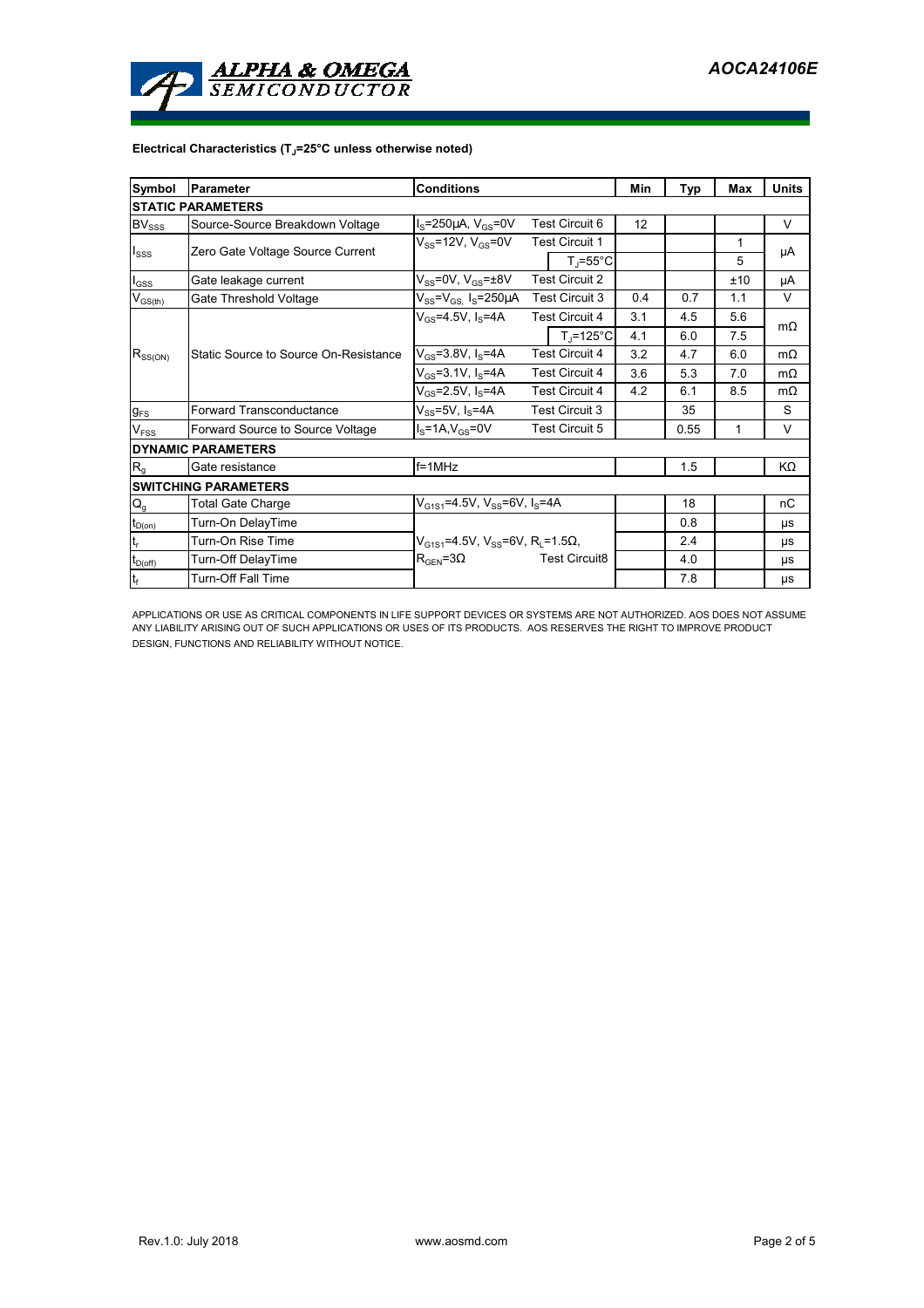**Electrical Characteristics ($T_J$=25°C unless otherwise noted)**

| Symbol | Parameter | Conditions | | Min | Typ | Max | Units |
|---|---|---|---|---|---|---|---|
| **STATIC PARAMETERS** | | | | | | | |
| $BV_{SSS}$ | Source-Source Breakdown Voltage | $I_S$=250µA, $V_{GS}$=0V | Test Circuit 6 | 12 | | | V |
| $I_{SSS}$ | Zero Gate Voltage Source Current | $V_{SS}$=12V, $V_{GS}$=0V | Test Circuit 1 | | | 1 | µA |
| | | | $T_J$=55°C | | | 5 | |
| $I_{GSS}$ | Gate leakage current | $V_{SS}$=0V, $V_{GS}$=±8V | Test Circuit 2 | | | ±10 | µA |
| $V_{GS(th)}$ | Gate Threshold Voltage | $V_{SS}$=$V_{GS,}$ $I_S$=250µA | Test Circuit 3 | 0.4 | 0.7 | 1.1 | V |
| $R_{SS(ON)}$ | Static Source to Source On-Resistance | $V_{GS}$=4.5V, $I_S$=4A | Test Circuit 4 | 3.1 | 4.5 | 5.6 | mΩ |
| | | | $T_J$=125°C | 4.1 | 6.0 | 7.5 | |
| | | $V_{GS}$=3.8V, $I_S$=4A | Test Circuit 4 | 3.2 | 4.7 | 6.0 | mΩ |
| | | $V_{GS}$=3.1V, $I_S$=4A | Test Circuit 4 | 3.6 | 5.3 | 7.0 | mΩ |
| | | $V_{GS}$=2.5V, $I_S$=4A | Test Circuit 4 | 4.2 | 6.1 | 8.5 | mΩ |
| $g_{FS}$ | Forward Transconductance | $V_{SS}$=5V, $I_S$=4A | Test Circuit 3 | | 35 | | S |
| $V_{FSS}$ | Forward Source to Source Voltage | $I_S$=1A,$V_{GS}$=0V | Test Circuit 5 | | 0.55 | 1 | V |
| **DYNAMIC PARAMETERS** | | | | | | | |
| $R_g$ | Gate resistance | f=1MHz | | | 1.5 | | KΩ |
| **SWITCHING PARAMETERS** | | | | | | | |
| $Q_g$ | Total Gate Charge | $V_{G1S1}$=4.5V, $V_{SS}$=6V, $I_S$=4A | | | 18 | | nC |
| $t_{D(on)}$ | Turn-On DelayTime | $V_{G1S1}$=4.5V, $V_{SS}$=6V, $R_L$=1.5Ω, $R_{GEN}$=3Ω | Test Circuit8 | | 0.8 | | µs |
| $t_r$ | Turn-On Rise Time | | | | 2.4 | | µs |
| $t_{D(off)}$ | Turn-Off DelayTime | | | | 4.0 | | µs |
| $t_f$ | Turn-Off Fall Time | | | | 7.8 | | µs |

APPLICATIONS OR USE AS CRITICAL COMPONENTS IN LIFE SUPPORT DEVICES OR SYSTEMS ARE NOT AUTHORIZED. AOS DOES NOT ASSUME ANY LIABILITY ARISING OUT OF SUCH APPLICATIONS OR USES OF ITS PRODUCTS. AOS RESERVES THE RIGHT TO IMPROVE PRODUCT DESIGN, FUNCTIONS AND RELIABILITY WITHOUT NOTICE.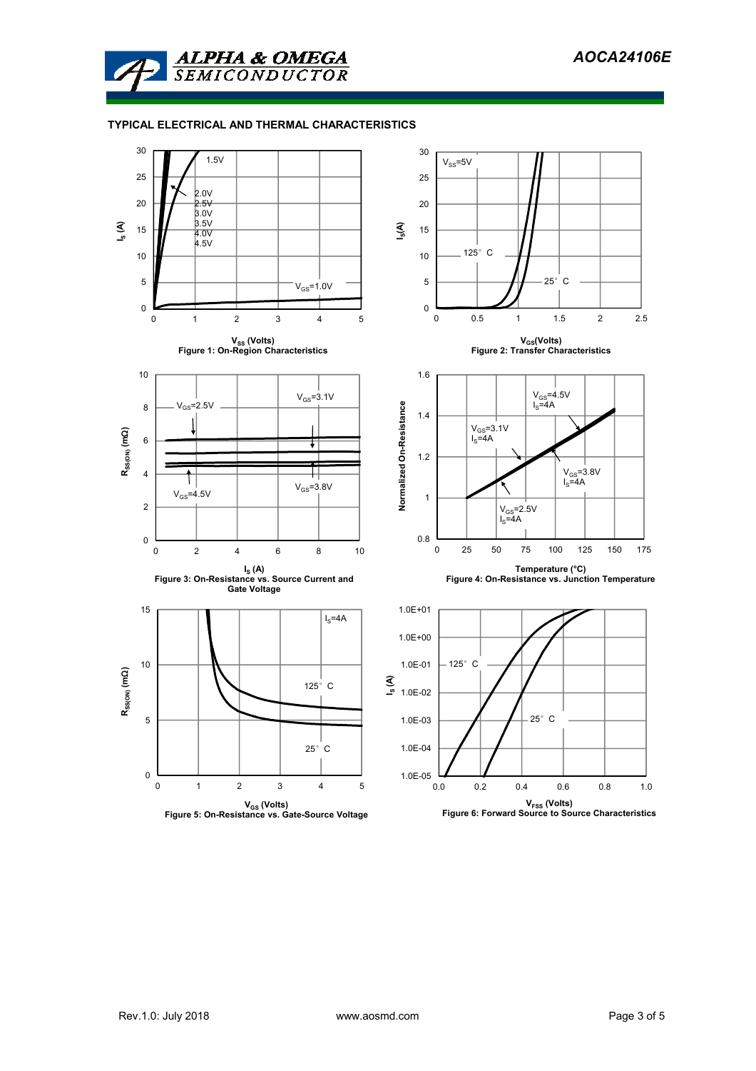## TYPICAL ELECTRICAL AND THERMAL CHARACTERISTICS

Figure 1: On-Region Characteristics

Figure 2: Transfer Characteristics

Figure 3: On-Resistance vs. Source Current and Gate Voltage

Figure 4: On-Resistance vs. Junction Temperature

Figure 5: On-Resistance vs. Gate-Source Voltage

Figure 6: Forward Source to Source Characteristics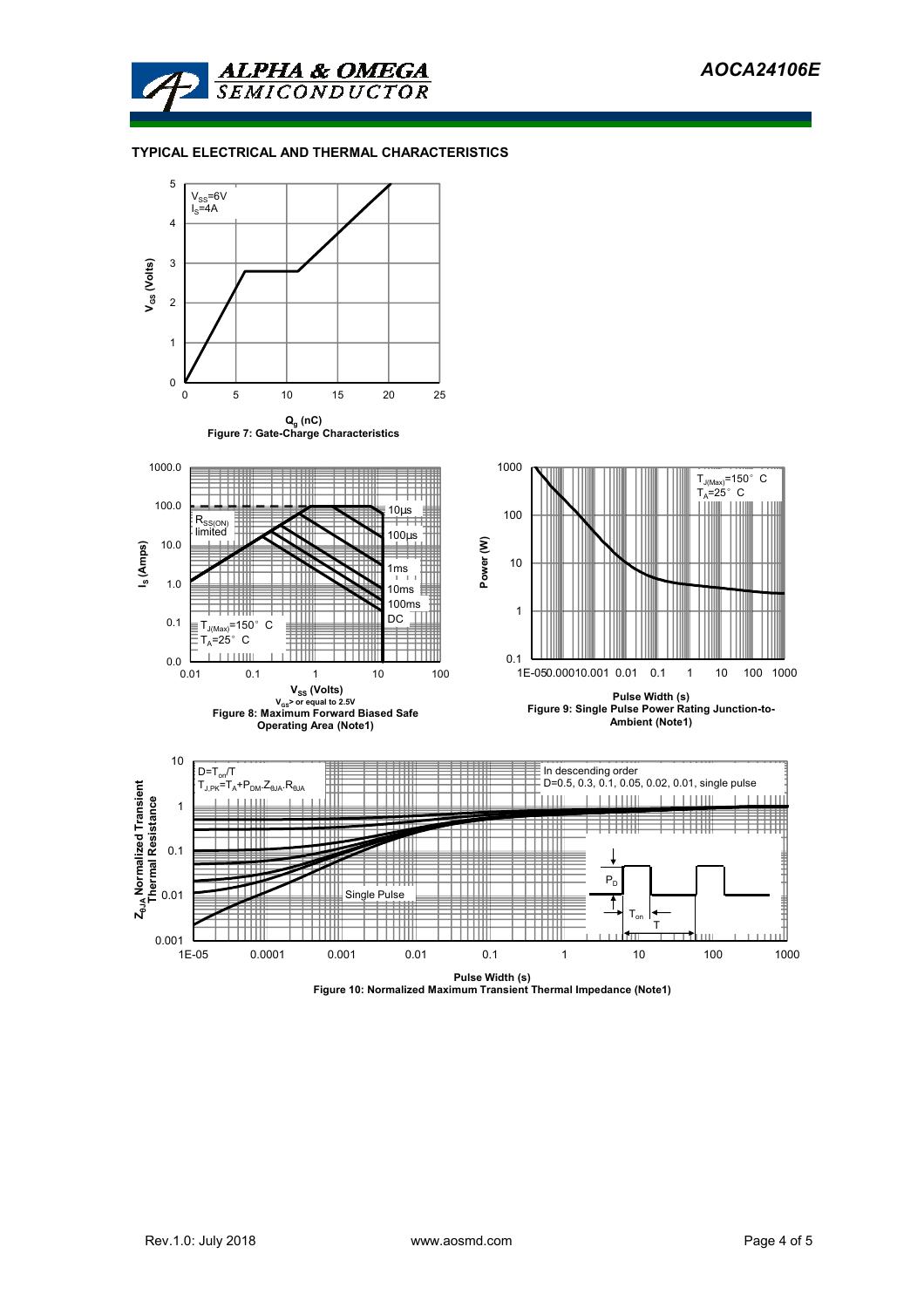## TYPICAL ELECTRICAL AND THERMAL CHARACTERISTICS

$V_{SS}$=6V
$I_S$=4A

$V_{GS}$ (Volts)

$Q_g$ (nC)

Figure 7: Gate-Charge Characteristics

$R_{SS(ON)}$ limited

10µs
100µs
1ms
10ms
100ms
DC

$T_{J(Max)}$=150° C
$T_A$=25° C

$I_S$ (Amps)

$V_{SS}$ (Volts)
$V_{GS}$> or equal to 2.5V

Figure 8: Maximum Forward Biased Safe Operating Area (Note1)

$T_{J(Max)}$=150° C
$T_A$=25° C

Power (W)

Pulse Width (s)

Figure 9: Single Pulse Power Rating Junction-to-Ambient (Note1)

$D=T_{on}/T$
$T_{J,PK}=T_A+P_{DM}.Z_{\theta JA}.R_{\theta JA}$

In descending order
D=0.5, 0.3, 0.1, 0.05, 0.02, 0.01, single pulse

Single Pulse

$P_D$
$T_{on}$
T

$Z_{\theta JA}$ Normalized Transient Thermal Resistance

Pulse Width (s)

Figure 10: Normalized Maximum Transient Thermal Impedance (Note1)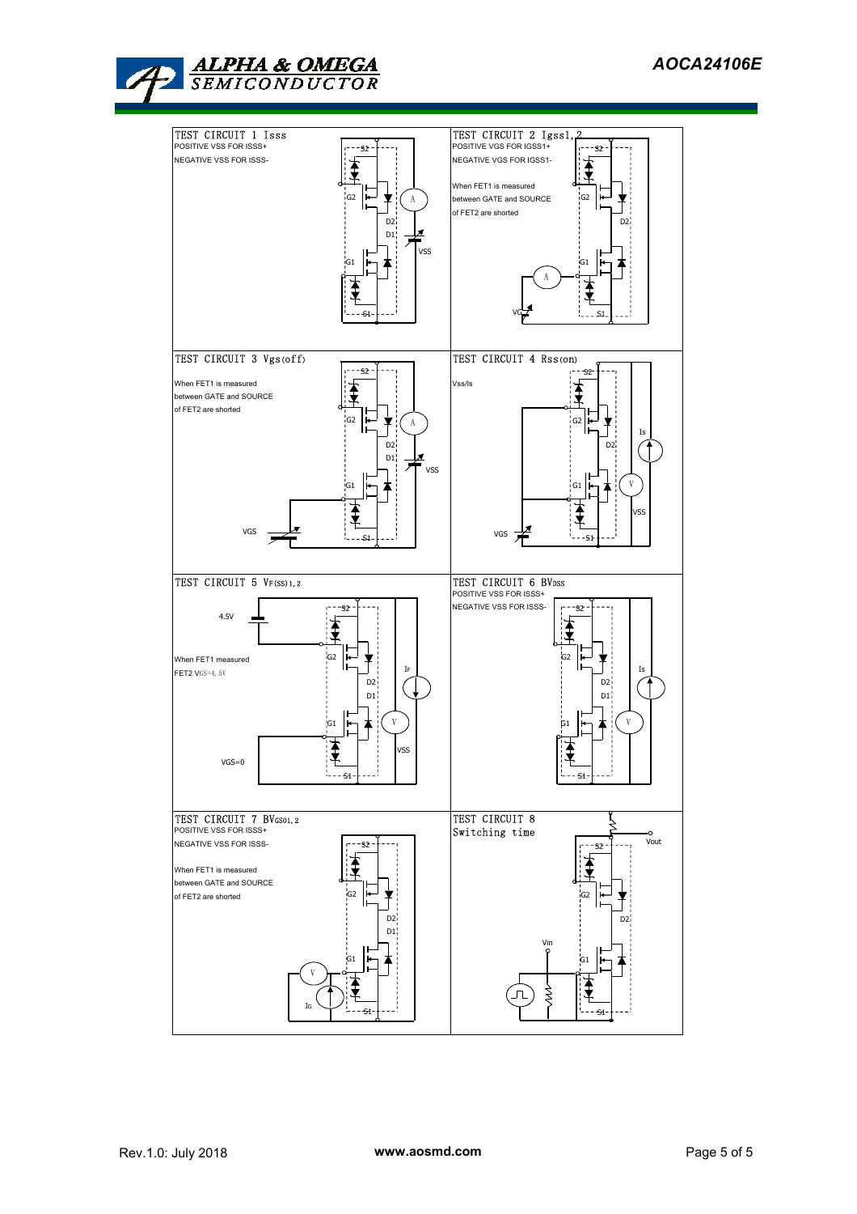TEST CIRCUIT 1 Isss

POSITIVE VSS FOR ISSS+

NEGATIVE VSS FOR ISSS-

S2
G2
D2
D1
G1
S1
A
VSS

TEST CIRCUIT 2 Igss1,2

POSITIVE VGS FOR IGSS1+

NEGATIVE VGS FOR IGSS1-

When FET1 is measured between GATE and SOURCE of FET2 are shorted

S2
G2
D2
G1
S1
A
VG

TEST CIRCUIT 3 Vgs(off)

When FET1 is measured between GATE and SOURCE of FET2 are shorted

S2
G2
D2
D1
G1
S1
A
VSS
VGS

TEST CIRCUIT 4 Rss(on)

Vss/Is

S2
G2
D2
G1
S1
Is
V
VSS
VGS

TEST CIRCUIT 5 VF(SS)1,2

4.5V

When FET1 measured FET2 VGS=4.5V

S2
G2
D2
D1
G1
S1
IF
V
VSS
VGS=0

TEST CIRCUIT 6 BVDSS

POSITIVE VSS FOR ISSS+

NEGATIVE VSS FOR ISSS-

S2
G2
D2
D1
G1
S1
Is
V

TEST CIRCUIT 7 BVGSO1,2

POSITIVE VSS FOR ISSS+

NEGATIVE VSS FOR ISSS-

When FET1 is measured between GATE and SOURCE of FET2 are shorted

S2
G2
D2
D1
G1
S1
V
IG

TEST CIRCUIT 8 Switching time

Vout
S2
G2
D2
Vin
G1
S1